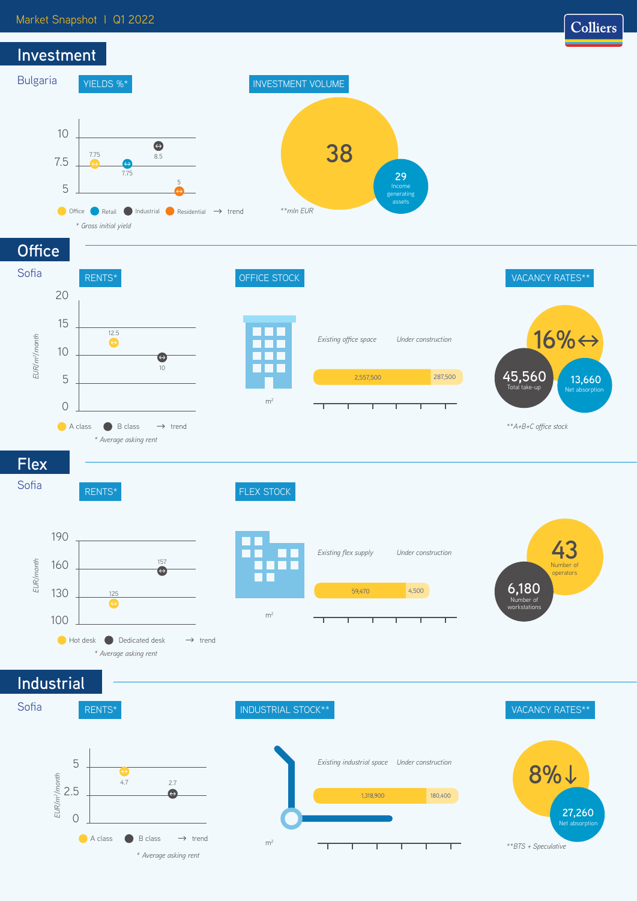Market Snapshot | Q1 2022

# Investment

## Bulgaria

### YIELDS %*

| Sector | Yield (%) | Trend |
|---|---|---|
| Office | 7.75 | ↔ |
| Retail | 7.75 | ↔ |
| Industrial | 8.5 | ↔ |
| Residential | 5 | ↔ |

*Gross initial yield*

### INVESTMENT VOLUME

38

29 Income generating assets

**mln EUR

# Office

## Sofia

### RENTS*

EUR/m²/month

| Class | Rent | Trend |
|---|---|---|
| A class | 12.5 | ↔ |
| B class | 10 | ↔ |

*Average asking rent*

### OFFICE STOCK

| Existing office space | Under construction |
|---|---|
| 2,557,500 | 287,500 |

m²

### VACANCY RATES**

16% ↔

45,560 Total take-up

13,660 Net absorption

**A+B+C office stock

# Flex

## Sofia

### RENTS*

EUR/month

| Type | Rent | Trend |
|---|---|---|
| Hot desk | 125 | ↔ |
| Dedicated desk | 157 | ↔ |

*Average asking rent*

### FLEX STOCK

| Existing flex supply | Under construction |
|---|---|
| 59,470 | 4,500 |

m²

43 Number of operators

6,180 Number of workstations

# Industrial

## Sofia

### RENTS*

EUR/m²/month

| Class | Rent | Trend |
|---|---|---|
| A class | 4.7 | ↔ |
| B class | 2.7 | ↔ |

*Average asking rent*

### INDUSTRIAL STOCK**

| Existing industrial space | Under construction |
|---|---|
| 1,318,900 | 180,400 |

m²

### VACANCY RATES**

8% ↓

27,260 Net absorption

**BTS + Speculative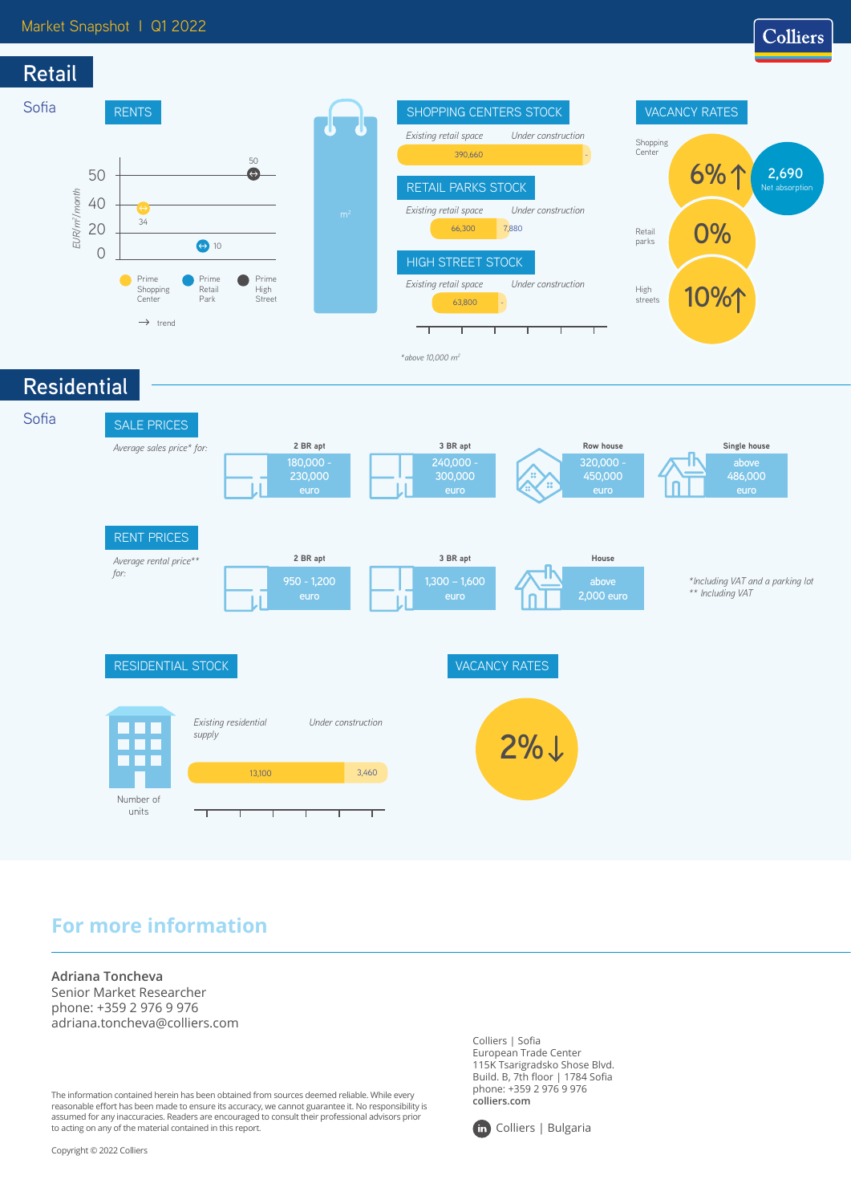Market Snapshot | Q1 2022

# Retail

## Sofia

### RENTS

50
40
20
0

EUR/m²/month

50
34
10

Prime Shopping Center
Prime Retail Park
Prime High Street

→ trend

m²

### SHOPPING CENTERS STOCK

*Existing retail space* *Under construction*

390,660
-

### RETAIL PARKS STOCK

*Existing retail space* *Under construction*

66,300
7,880

### HIGH STREET STOCK

*Existing retail space* *Under construction*

63,800
-

*\*above 10,000 m²*

### VACANCY RATES

Shopping Center: 6%↑
2,690 Net absorption

Retail parks: 0%

High streets: 10%↑

# Residential

## Sofia

### SALE PRICES

*Average sales price\* for:*

| 2 BR apt | 3 BR apt | Row house | Single house |
|---|---|---|---|
| 180,000 - 230,000 euro | 240,000 - 300,000 euro | 320,000 - 450,000 euro | above 486,000 euro |

### RENT PRICES

*Average rental price\*\* for:*

| 2 BR apt | 3 BR apt | House |
|---|---|---|
| 950 - 1,200 euro | 1,300 – 1,600 euro | above 2,000 euro |

*\*Including VAT and a parking lot*
*\*\* Including VAT*

### RESIDENTIAL STOCK

Number of units

*Existing residential supply* *Under construction*

13,100
3,460

### VACANCY RATES

2%↓

## For more information

**Adriana Toncheva**
Senior Market Researcher
phone: +359 2 976 9 976
adriana.toncheva@colliers.com

Colliers | Sofia
European Trade Center
115K Tsarigradsko Shose Blvd.
Build. B, 7th floor | 1784 Sofia
phone: +359 2 976 9 976
**colliers.com**

Colliers | Bulgaria

The information contained herein has been obtained from sources deemed reliable. While every reasonable effort has been made to ensure its accuracy, we cannot guarantee it. No responsibility is assumed for any inaccuracies. Readers are encouraged to consult their professional advisors prior to acting on any of the material contained in this report.

Copyright © 2022 Colliers